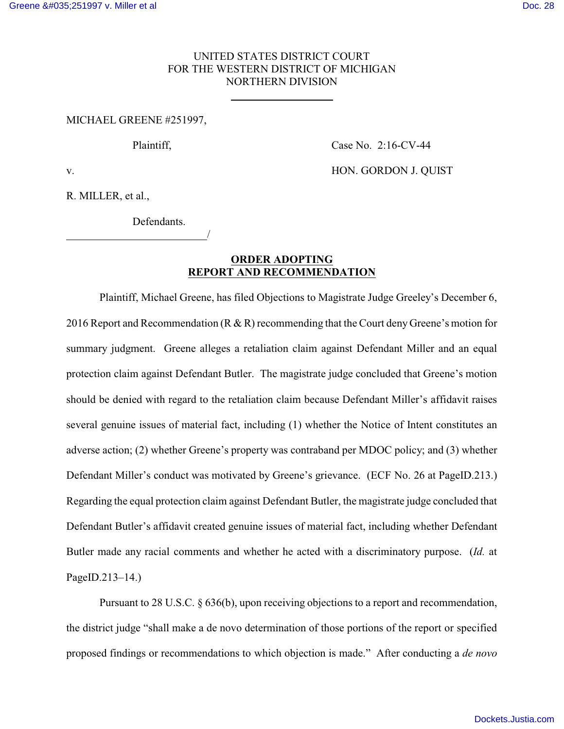UNITED STATES DISTRICT COURT
FOR THE WESTERN DISTRICT OF MICHIGAN
NORTHERN DIVISION

MICHAEL GREENE #251997,

Plaintiff,

v.

R. MILLER, et al.,

Defendants.

Case No. 2:16-CV-44

HON. GORDON J. QUIST

**ORDER ADOPTING REPORT AND RECOMMENDATION**

Plaintiff, Michael Greene, has filed Objections to Magistrate Judge Greeley's December 6, 2016 Report and Recommendation (R & R) recommending that the Court deny Greene's motion for summary judgment. Greene alleges a retaliation claim against Defendant Miller and an equal protection claim against Defendant Butler. The magistrate judge concluded that Greene's motion should be denied with regard to the retaliation claim because Defendant Miller's affidavit raises several genuine issues of material fact, including (1) whether the Notice of Intent constitutes an adverse action; (2) whether Greene's property was contraband per MDOC policy; and (3) whether Defendant Miller's conduct was motivated by Greene's grievance. (ECF No. 26 at PageID.213.) Regarding the equal protection claim against Defendant Butler, the magistrate judge concluded that Defendant Butler's affidavit created genuine issues of material fact, including whether Defendant Butler made any racial comments and whether he acted with a discriminatory purpose. (*Id.* at PageID.213–14.)

Pursuant to 28 U.S.C. § 636(b), upon receiving objections to a report and recommendation, the district judge "shall make a de novo determination of those portions of the report or specified proposed findings or recommendations to which objection is made." After conducting a *de novo*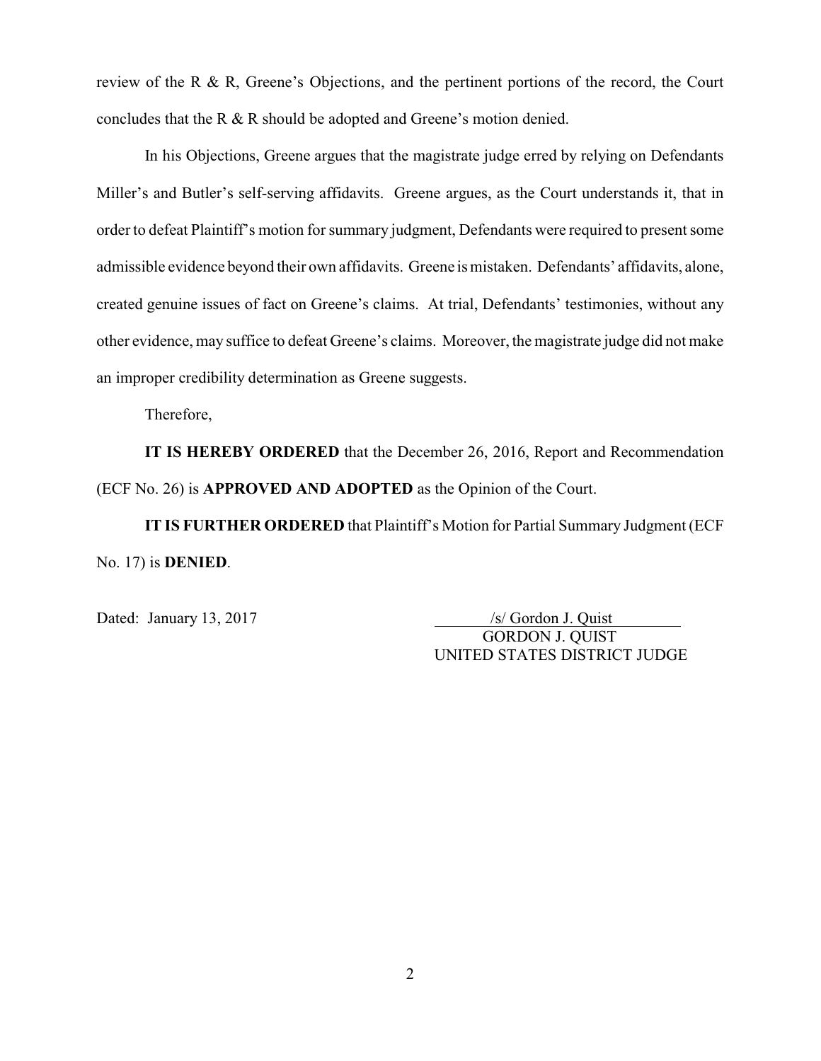review of the R & R, Greene's Objections, and the pertinent portions of the record, the Court concludes that the R & R should be adopted and Greene's motion denied.

In his Objections, Greene argues that the magistrate judge erred by relying on Defendants Miller's and Butler's self-serving affidavits. Greene argues, as the Court understands it, that in order to defeat Plaintiff's motion for summary judgment, Defendants were required to present some admissible evidence beyond their own affidavits. Greene is mistaken. Defendants' affidavits, alone, created genuine issues of fact on Greene's claims. At trial, Defendants' testimonies, without any other evidence, may suffice to defeat Greene's claims. Moreover, the magistrate judge did not make an improper credibility determination as Greene suggests.

Therefore,

**IT IS HEREBY ORDERED** that the December 26, 2016, Report and Recommendation (ECF No. 26) is **APPROVED AND ADOPTED** as the Opinion of the Court.

**IT IS FURTHER ORDERED** that Plaintiff's Motion for Partial Summary Judgment (ECF No. 17) is **DENIED**.

Dated: January 13, 2017

/s/ Gordon J. Quist
GORDON J. QUIST
UNITED STATES DISTRICT JUDGE